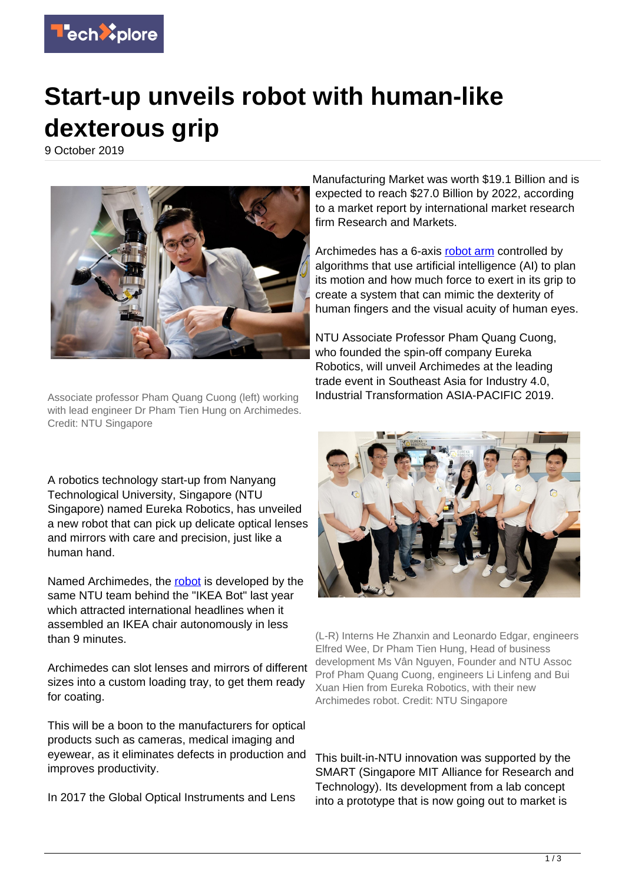# Start-up unveils robot with human-like dexterous grip

9 October 2019

Associate professor Pham Quang Cuong (left) working with lead engineer Dr Pham Tien Hung on Archimedes. Credit: NTU Singapore

A robotics technology start-up from Nanyang Technological University, Singapore (NTU Singapore) named Eureka Robotics, has unveiled a new robot that can pick up delicate optical lenses and mirrors with care and precision, just like a human hand.

Named Archimedes, the robot is developed by the same NTU team behind the "IKEA Bot" last year which attracted international headlines when it assembled an IKEA chair autonomously in less than 9 minutes.

Archimedes can slot lenses and mirrors of different sizes into a custom loading tray, to get them ready for coating.

This will be a boon to the manufacturers for optical products such as cameras, medical imaging and eyewear, as it eliminates defects in production and improves productivity.

In 2017 the Global Optical Instruments and Lens Manufacturing Market was worth $19.1 Billion and is expected to reach $27.0 Billion by 2022, according to a market report by international market research firm Research and Markets.

Archimedes has a 6-axis robot arm controlled by algorithms that use artificial intelligence (AI) to plan its motion and how much force to exert in its grip to create a system that can mimic the dexterity of human fingers and the visual acuity of human eyes.

NTU Associate Professor Pham Quang Cuong, who founded the spin-off company Eureka Robotics, will unveil Archimedes at the leading trade event in Southeast Asia for Industry 4.0, Industrial Transformation ASIA-PACIFIC 2019.

(L-R) Interns He Zhanxin and Leonardo Edgar, engineers Elfred Wee, Dr Pham Tien Hung, Head of business development Ms Vân Nguyen, Founder and NTU Assoc Prof Pham Quang Cuong, engineers Li Linfeng and Bui Xuan Hien from Eureka Robotics, with their new Archimedes robot. Credit: NTU Singapore

This built-in-NTU innovation was supported by the SMART (Singapore MIT Alliance for Research and Technology). Its development from a lab concept into a prototype that is now going out to market is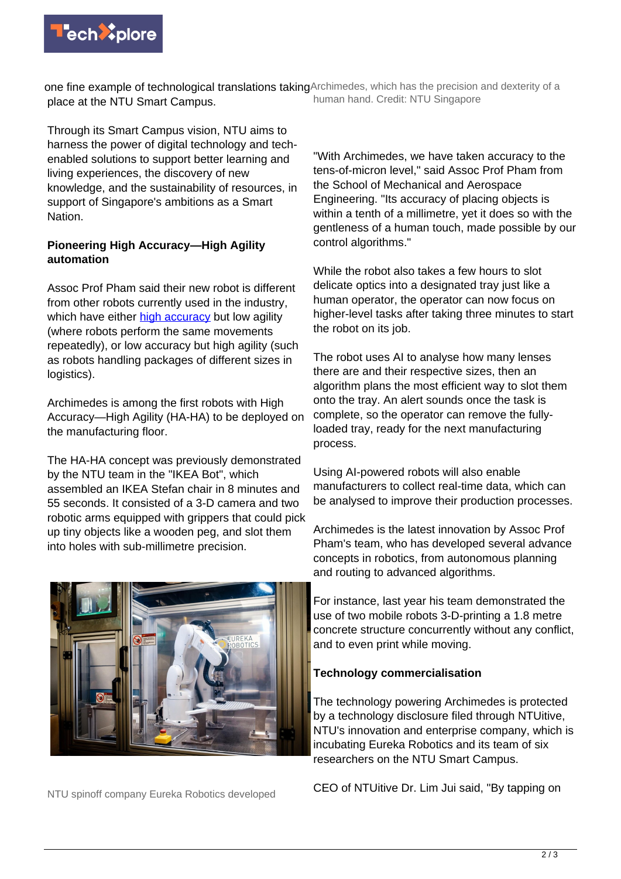one fine example of technological translations taking place at the NTU Smart Campus.

Through its Smart Campus vision, NTU aims to harness the power of digital technology and tech-enabled solutions to support better learning and living experiences, the discovery of new knowledge, and the sustainability of resources, in support of Singapore's ambitions as a Smart Nation.

**Pioneering High Accuracy—High Agility automation**

Assoc Prof Pham said their new robot is different from other robots currently used in the industry, which have either high accuracy but low agility (where robots perform the same movements repeatedly), or low accuracy but high agility (such as robots handling packages of different sizes in logistics).

Archimedes is among the first robots with High Accuracy—High Agility (HA-HA) to be deployed on the manufacturing floor.

The HA-HA concept was previously demonstrated by the NTU team in the "IKEA Bot", which assembled an IKEA Stefan chair in 8 minutes and 55 seconds. It consisted of a 3-D camera and two robotic arms equipped with grippers that could pick up tiny objects like a wooden peg, and slot them into holes with sub-millimetre precision.

NTU spinoff company Eureka Robotics developed Archimedes, which has the precision and dexterity of a human hand. Credit: NTU Singapore

"With Archimedes, we have taken accuracy to the tens-of-micron level," said Assoc Prof Pham from the School of Mechanical and Aerospace Engineering. "Its accuracy of placing objects is within a tenth of a millimetre, yet it does so with the gentleness of a human touch, made possible by our control algorithms."

While the robot also takes a few hours to slot delicate optics into a designated tray just like a human operator, the operator can now focus on higher-level tasks after taking three minutes to start the robot on its job.

The robot uses AI to analyse how many lenses there are and their respective sizes, then an algorithm plans the most efficient way to slot them onto the tray. An alert sounds once the task is complete, so the operator can remove the fully-loaded tray, ready for the next manufacturing process.

Using AI-powered robots will also enable manufacturers to collect real-time data, which can be analysed to improve their production processes.

Archimedes is the latest innovation by Assoc Prof Pham's team, who has developed several advance concepts in robotics, from autonomous planning and routing to advanced algorithms.

For instance, last year his team demonstrated the use of two mobile robots 3-D-printing a 1.8 metre concrete structure concurrently without any conflict, and to even print while moving.

**Technology commercialisation**

The technology powering Archimedes is protected by a technology disclosure filed through NTUitive, NTU's innovation and enterprise company, which is incubating Eureka Robotics and its team of six researchers on the NTU Smart Campus.

CEO of NTUitive Dr. Lim Jui said, "By tapping on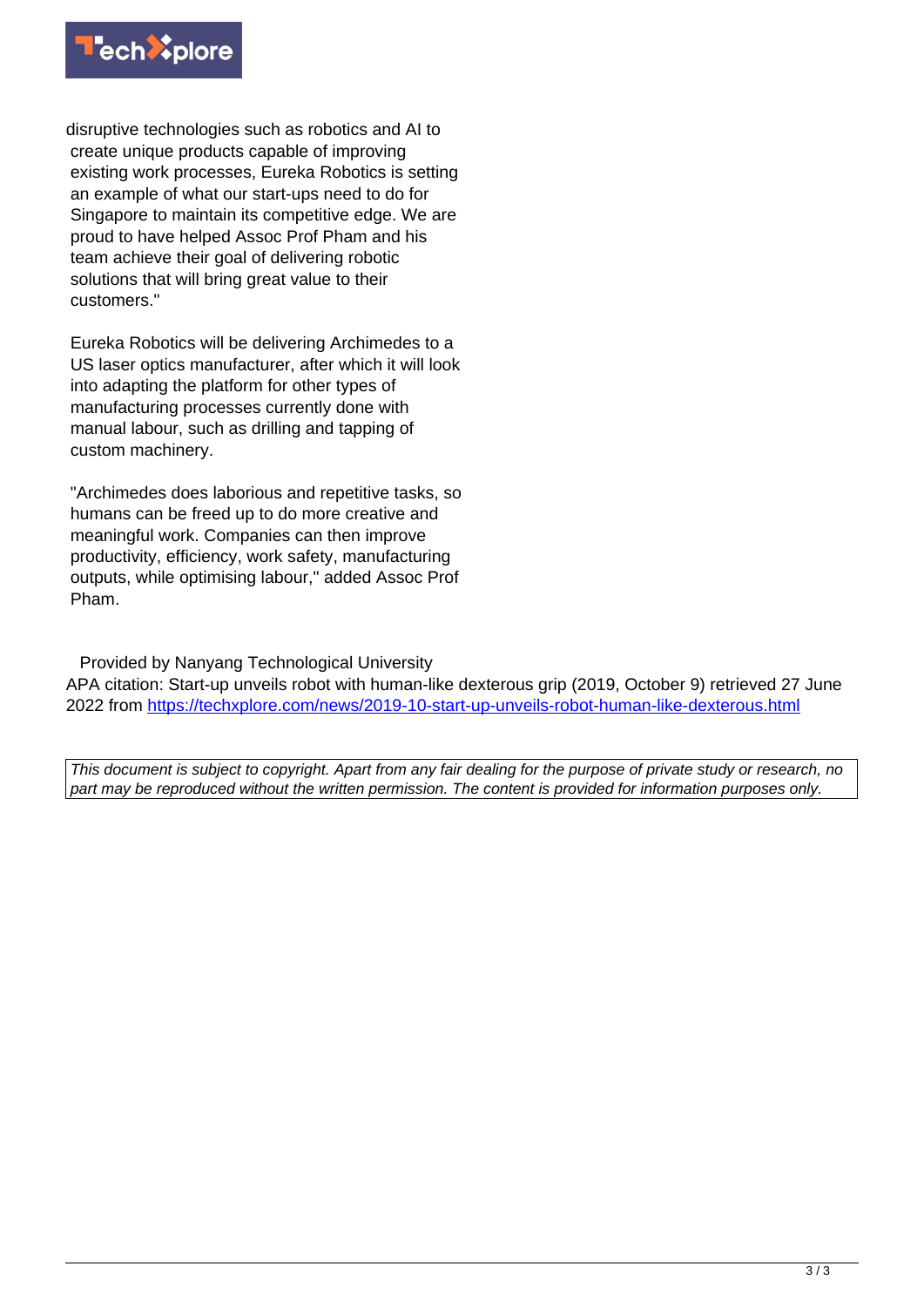disruptive technologies such as robotics and AI to create unique products capable of improving existing work processes, Eureka Robotics is setting an example of what our start-ups need to do for Singapore to maintain its competitive edge. We are proud to have helped Assoc Prof Pham and his team achieve their goal of delivering robotic solutions that will bring great value to their customers."

Eureka Robotics will be delivering Archimedes to a US laser optics manufacturer, after which it will look into adapting the platform for other types of manufacturing processes currently done with manual labour, such as drilling and tapping of custom machinery.

"Archimedes does laborious and repetitive tasks, so humans can be freed up to do more creative and meaningful work. Companies can then improve productivity, efficiency, work safety, manufacturing outputs, while optimising labour," added Assoc Prof Pham.

Provided by Nanyang Technological University

APA citation: Start-up unveils robot with human-like dexterous grip (2019, October 9) retrieved 27 June 2022 from https://techxplore.com/news/2019-10-start-up-unveils-robot-human-like-dexterous.html

*This document is subject to copyright. Apart from any fair dealing for the purpose of private study or research, no part may be reproduced without the written permission. The content is provided for information purposes only.*